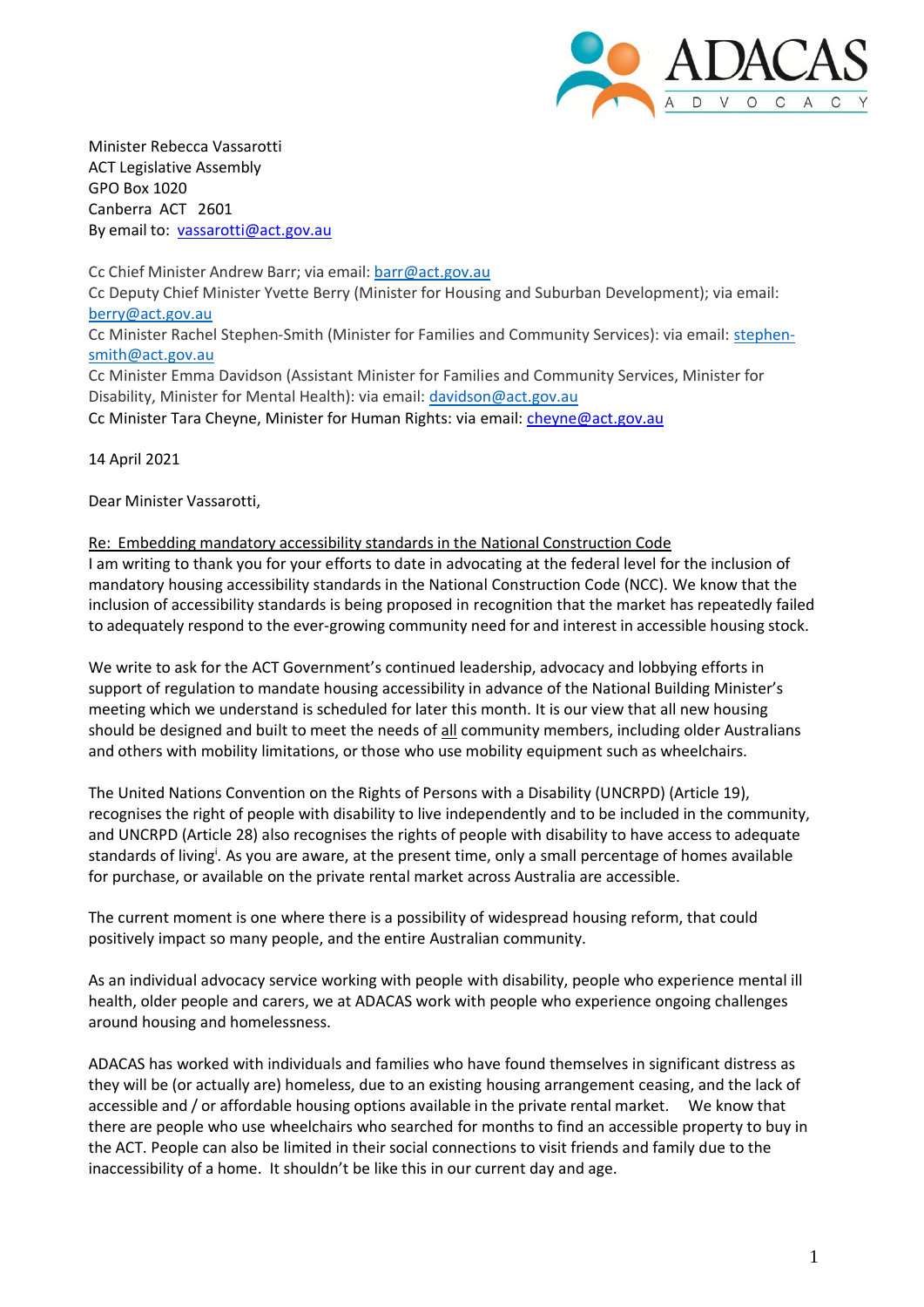ADACAS ADVOCACY

Minister Rebecca Vassarotti
ACT Legislative Assembly
GPO Box 1020
Canberra ACT 2601
By email to: vassarotti@act.gov.au

Cc Chief Minister Andrew Barr; via email: barr@act.gov.au
Cc Deputy Chief Minister Yvette Berry (Minister for Housing and Suburban Development); via email: berry@act.gov.au
Cc Minister Rachel Stephen-Smith (Minister for Families and Community Services): via email: stephen-smith@act.gov.au
Cc Minister Emma Davidson (Assistant Minister for Families and Community Services, Minister for Disability, Minister for Mental Health): via email: davidson@act.gov.au
Cc Minister Tara Cheyne, Minister for Human Rights: via email: cheyne@act.gov.au

14 April 2021

Dear Minister Vassarotti,

Re: Embedding mandatory accessibility standards in the National Construction Code

I am writing to thank you for your efforts to date in advocating at the federal level for the inclusion of mandatory housing accessibility standards in the National Construction Code (NCC). We know that the inclusion of accessibility standards is being proposed in recognition that the market has repeatedly failed to adequately respond to the ever-growing community need for and interest in accessible housing stock.

We write to ask for the ACT Government's continued leadership, advocacy and lobbying efforts in support of regulation to mandate housing accessibility in advance of the National Building Minister's meeting which we understand is scheduled for later this month. It is our view that all new housing should be designed and built to meet the needs of all community members, including older Australians and others with mobility limitations, or those who use mobility equipment such as wheelchairs.

The United Nations Convention on the Rights of Persons with a Disability (UNCRPD) (Article 19), recognises the right of people with disability to live independently and to be included in the community, and UNCRPD (Article 28) also recognises the rights of people with disability to have access to adequate standards of living[i]. As you are aware, at the present time, only a small percentage of homes available for purchase, or available on the private rental market across Australia are accessible.

The current moment is one where there is a possibility of widespread housing reform, that could positively impact so many people, and the entire Australian community.

As an individual advocacy service working with people with disability, people who experience mental ill health, older people and carers, we at ADACAS work with people who experience ongoing challenges around housing and homelessness.

ADACAS has worked with individuals and families who have found themselves in significant distress as they will be (or actually are) homeless, due to an existing housing arrangement ceasing, and the lack of accessible and / or affordable housing options available in the private rental market. We know that there are people who use wheelchairs who searched for months to find an accessible property to buy in the ACT. People can also be limited in their social connections to visit friends and family due to the inaccessibility of a home. It shouldn't be like this in our current day and age.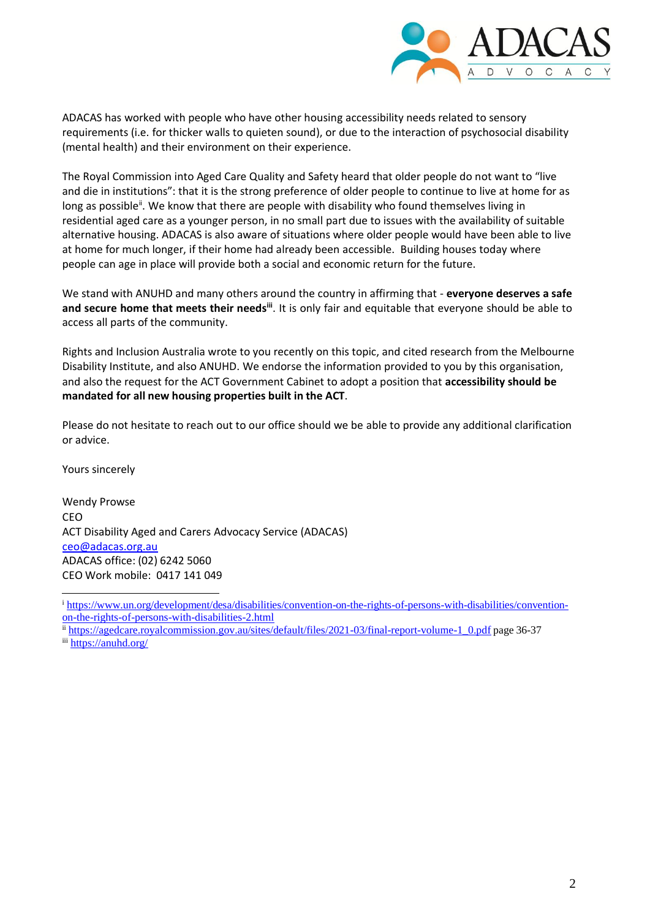ADACAS has worked with people who have other housing accessibility needs related to sensory requirements (i.e. for thicker walls to quieten sound), or due to the interaction of psychosocial disability (mental health) and their environment on their experience.

The Royal Commission into Aged Care Quality and Safety heard that older people do not want to "live and die in institutions": that it is the strong preference of older people to continue to live at home for as long as possible[ii]. We know that there are people with disability who found themselves living in residential aged care as a younger person, in no small part due to issues with the availability of suitable alternative housing. ADACAS is also aware of situations where older people would have been able to live at home for much longer, if their home had already been accessible. Building houses today where people can age in place will provide both a social and economic return for the future.

We stand with ANUHD and many others around the country in affirming that - **everyone deserves a safe and secure home that meets their needs**[iii]. It is only fair and equitable that everyone should be able to access all parts of the community.

Rights and Inclusion Australia wrote to you recently on this topic, and cited research from the Melbourne Disability Institute, and also ANUHD. We endorse the information provided to you by this organisation, and also the request for the ACT Government Cabinet to adopt a position that **accessibility should be mandated for all new housing properties built in the ACT**.

Please do not hesitate to reach out to our office should we be able to provide any additional clarification or advice.

Yours sincerely

Wendy Prowse
CEO
ACT Disability Aged and Carers Advocacy Service (ADACAS)
ceo@adacas.org.au
ADACAS office: (02) 6242 5060
CEO Work mobile: 0417 141 049

---

[i] https://www.un.org/development/desa/disabilities/convention-on-the-rights-of-persons-with-disabilities/convention-on-the-rights-of-persons-with-disabilities-2.html

[ii] https://agedcare.royalcommission.gov.au/sites/default/files/2021-03/final-report-volume-1_0.pdf page 36-37

[iii] https://anuhd.org/